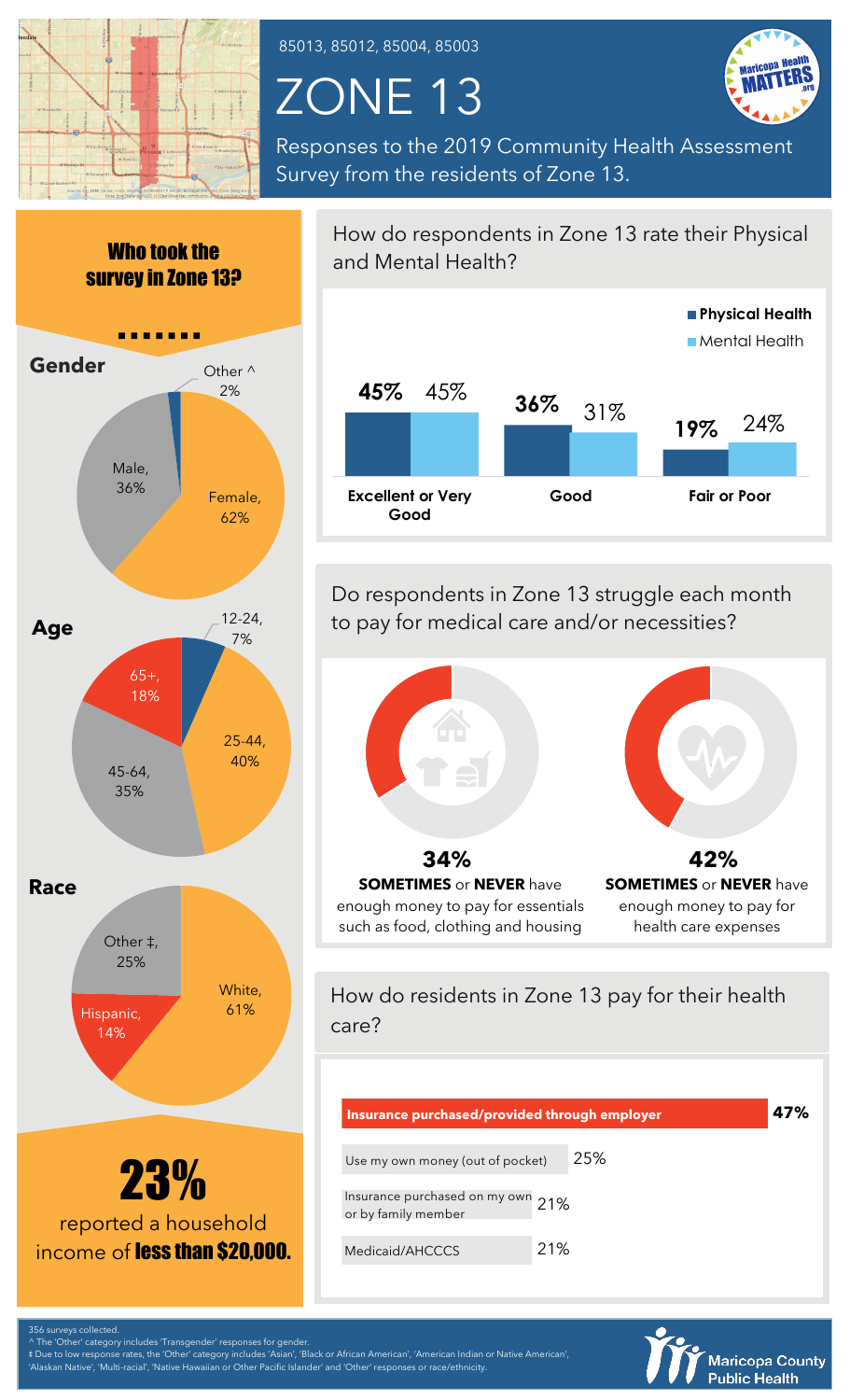85013, 85012, 85004, 85003

# ZONE 13

Responses to the 2019 Community Health Assessment Survey from the residents of Zone 13.

## Who took the survey in Zone 13?

### Gender

| Gender | % |
|---|---|
| Female | 62% |
| Male | 36% |
| Other ^ | 2% |

### Age

| Age | % |
|---|---|
| 12-24 | 7% |
| 25-44 | 40% |
| 45-64 | 35% |
| 65+ | 18% |

### Race

| Race | % |
|---|---|
| White | 61% |
| Hispanic | 14% |
| Other ‡ | 25% |

**23%** reported a household income of **less than $20,000.**

## How do respondents in Zone 13 rate their Physical and Mental Health?

| | Physical Health | Mental Health |
|---|---|---|
| Excellent or Very Good | 45% | 45% |
| Good | 36% | 31% |
| Fair or Poor | 19% | 24% |

## Do respondents in Zone 13 struggle each month to pay for medical care and/or necessities?

**34%** **SOMETIMES** or **NEVER** have enough money to pay for essentials such as food, clothing and housing

**42%** **SOMETIMES** or **NEVER** have enough money to pay for health care expenses

## How do residents in Zone 13 pay for their health care?

| Payment method | % |
|---|---|
| Insurance purchased/provided through employer | 47% |
| Use my own money (out of pocket) | 25% |
| Insurance purchased on my own or by family member | 21% |
| Medicaid/AHCCCS | 21% |

356 surveys collected.
^ The 'Other' category includes 'Transgender' responses for gender.
‡ Due to low response rates, the 'Other' category includes 'Asian', 'Black or African American', 'American Indian or Native American', 'Alaskan Native', 'Multi-racial', 'Native Hawaiian or Other Pacific Islander' and 'Other' responses or race/ethnicity.

Maricopa County Public Health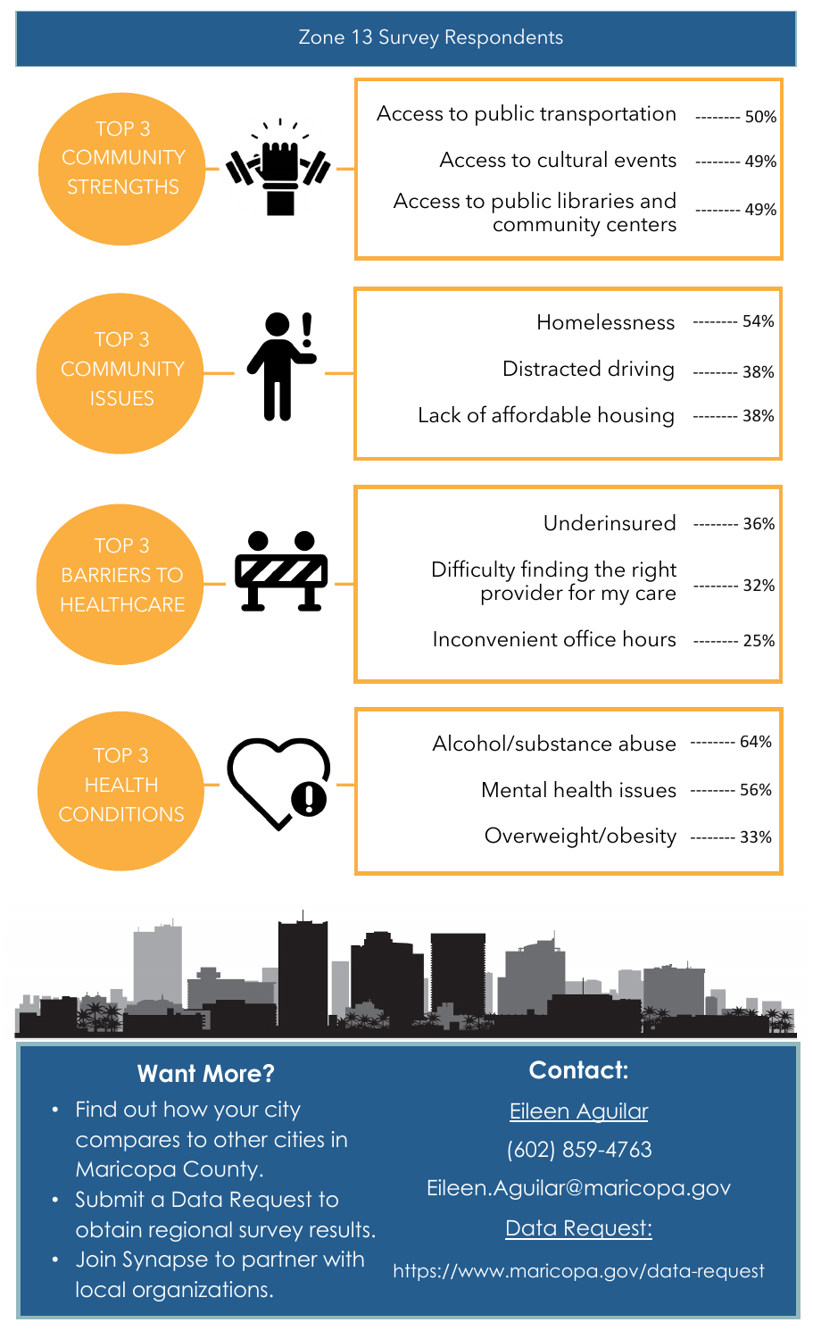## Zone 13 Survey Respondents

### TOP 3 COMMUNITY STRENGTHS

- Access to public transportation -------- 50%
- Access to cultural events -------- 49%
- Access to public libraries and community centers -------- 49%

### TOP 3 COMMUNITY ISSUES

- Homelessness -------- 54%
- Distracted driving -------- 38%
- Lack of affordable housing -------- 38%

### TOP 3 BARRIERS TO HEALTHCARE

- Underinsured -------- 36%
- Difficulty finding the right provider for my care -------- 32%
- Inconvenient office hours -------- 25%

### TOP 3 HEALTH CONDITIONS

- Alcohol/substance abuse -------- 64%
- Mental health issues -------- 56%
- Overweight/obesity -------- 33%

**Want More?**

- Find out how your city compares to other cities in Maricopa County.
- Submit a Data Request to obtain regional survey results.
- Join Synapse to partner with local organizations.

**Contact:**

Eileen Aguilar

(602) 859-4763

Eileen.Aguilar@maricopa.gov

Data Request:

https://www.maricopa.gov/data-request